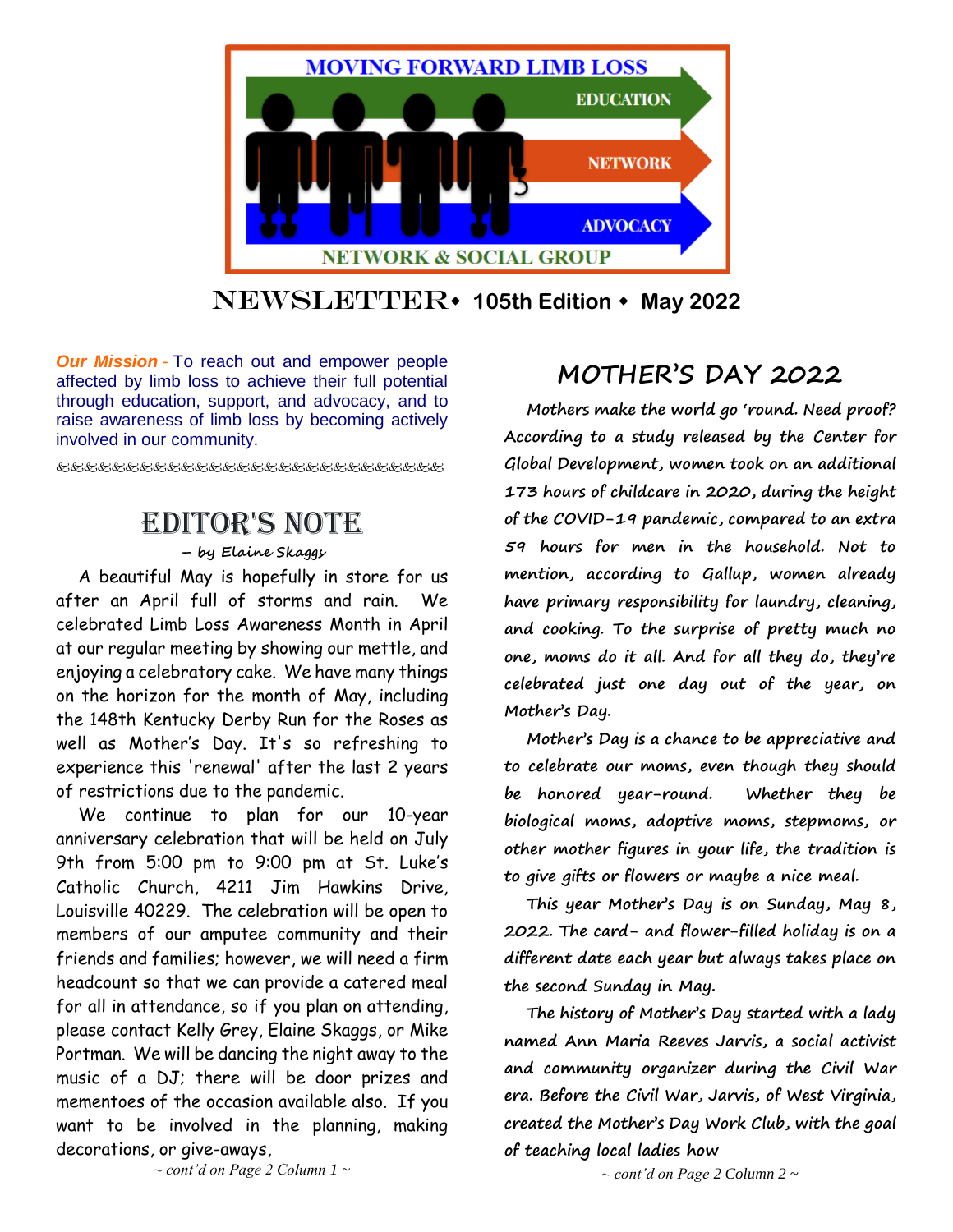MOVING FORWARD LIMB LOSS

EDUCATION · NETWORK · ADVOCACY

NETWORK & SOCIAL GROUP

# NEWSLETTER ◆ 105th Edition ◆ May 2022

***Our Mission*** - To reach out and empower people affected by limb loss to achieve their full potential through education, support, and advocacy, and to raise awareness of limb loss by becoming actively involved in our community.

## EDITOR'S NOTE

*– by Elaine Skaggs*

A beautiful May is hopefully in store for us after an April full of storms and rain. We celebrated Limb Loss Awareness Month in April at our regular meeting by showing our mettle, and enjoying a celebratory cake. We have many things on the horizon for the month of May, including the 148th Kentucky Derby Run for the Roses as well as Mother's Day. It's so refreshing to experience this 'renewal' after the last 2 years of restrictions due to the pandemic.

We continue to plan for our 10-year anniversary celebration that will be held on July 9th from 5:00 pm to 9:00 pm at St. Luke's Catholic Church, 4211 Jim Hawkins Drive, Louisville 40229. The celebration will be open to members of our amputee community and their friends and families; however, we will need a firm headcount so that we can provide a catered meal for all in attendance, so if you plan on attending, please contact Kelly Grey, Elaine Skaggs, or Mike Portman. We will be dancing the night away to the music of a DJ; there will be door prizes and mementoes of the occasion available also. If you want to be involved in the planning, making decorations, or give-aways,

*~ cont'd on Page 2 Column 1 ~*

## MOTHER'S DAY 2022

Mothers make the world go 'round. Need proof? According to a study released by the Center for Global Development, women took on an additional 173 hours of childcare in 2020, during the height of the COVID-19 pandemic, compared to an extra 59 hours for men in the household. Not to mention, according to Gallup, women already have primary responsibility for laundry, cleaning, and cooking. To the surprise of pretty much no one, moms do it all. And for all they do, they're celebrated just one day out of the year, on Mother's Day.

Mother's Day is a chance to be appreciative and to celebrate our moms, even though they should be honored year-round. Whether they be biological moms, adoptive moms, stepmoms, or other mother figures in your life, the tradition is to give gifts or flowers or maybe a nice meal.

This year Mother's Day is on Sunday, May 8, 2022. The card- and flower-filled holiday is on a different date each year but always takes place on the second Sunday in May.

The history of Mother's Day started with a lady named Ann Maria Reeves Jarvis, a social activist and community organizer during the Civil War era. Before the Civil War, Jarvis, of West Virginia, created the Mother's Day Work Club, with the goal of teaching local ladies how

*~ cont'd on Page 2 Column 2 ~*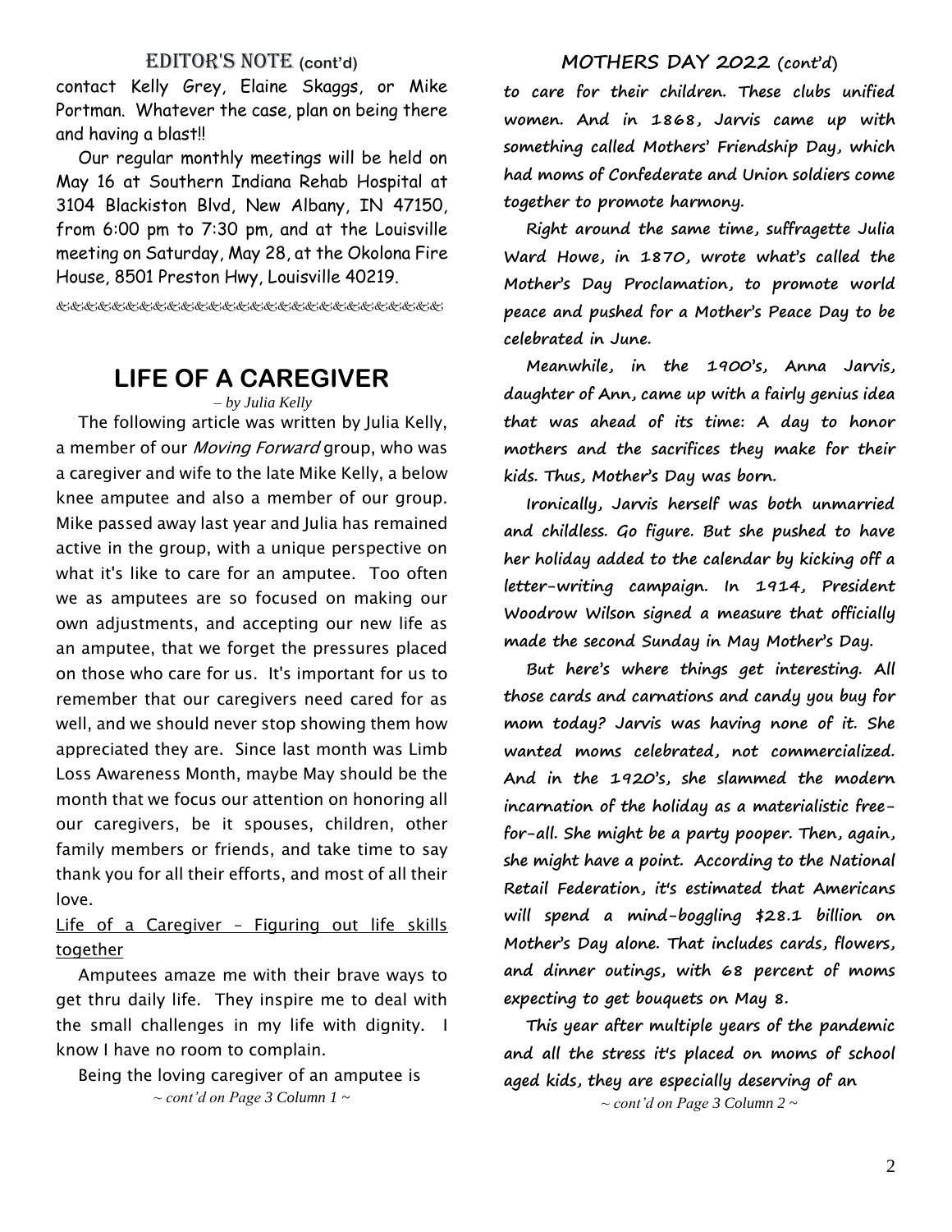## EDITOR'S NOTE (cont'd)

contact Kelly Grey, Elaine Skaggs, or Mike Portman. Whatever the case, plan on being there and having a blast!!

Our regular monthly meetings will be held on May 16 at Southern Indiana Rehab Hospital at 3104 Blackiston Blvd, New Albany, IN 47150, from 6:00 pm to 7:30 pm, and at the Louisville meeting on Saturday, May 28, at the Okolona Fire House, 8501 Preston Hwy, Louisville 40219.

# LIFE OF A CAREGIVER

*– by Julia Kelly*

The following article was written by Julia Kelly, a member of our *Moving Forward* group, who was a caregiver and wife to the late Mike Kelly, a below knee amputee and also a member of our group. Mike passed away last year and Julia has remained active in the group, with a unique perspective on what it's like to care for an amputee. Too often we as amputees are so focused on making our own adjustments, and accepting our new life as an amputee, that we forget the pressures placed on those who care for us. It's important for us to remember that our caregivers need cared for as well, and we should never stop showing them how appreciated they are. Since last month was Limb Loss Awareness Month, maybe May should be the month that we focus our attention on honoring all our caregivers, be it spouses, children, other family members or friends, and take time to say thank you for all their efforts, and most of all their love.

Life of a Caregiver – Figuring out life skills together

Amputees amaze me with their brave ways to get thru daily life. They inspire me to deal with the small challenges in my life with dignity. I know I have no room to complain.

Being the loving caregiver of an amputee is

*~ cont'd on Page 3 Column 1 ~*

## MOTHERS DAY 2022 (cont'd)

**to care for their children. These clubs unified women. And in 1868, Jarvis came up with something called Mothers' Friendship Day, which had moms of Confederate and Union soldiers come together to promote harmony.**

**Right around the same time, suffragette Julia Ward Howe, in 1870, wrote what's called the Mother's Day Proclamation, to promote world peace and pushed for a Mother's Peace Day to be celebrated in June.**

**Meanwhile, in the 1900's, Anna Jarvis, daughter of Ann, came up with a fairly genius idea that was ahead of its time: A day to honor mothers and the sacrifices they make for their kids. Thus, Mother's Day was born.**

**Ironically, Jarvis herself was both unmarried and childless. Go figure. But she pushed to have her holiday added to the calendar by kicking off a letter-writing campaign. In 1914, President Woodrow Wilson signed a measure that officially made the second Sunday in May Mother's Day.**

**But here's where things get interesting. All those cards and carnations and candy you buy for mom today? Jarvis was having none of it. She wanted moms celebrated, not commercialized. And in the 1920's, she slammed the modern incarnation of the holiday as a materialistic free-for-all. She might be a party pooper. Then, again, she might have a point. According to the National Retail Federation, it's estimated that Americans will spend a mind-boggling $28.1 billion on Mother's Day alone. That includes cards, flowers, and dinner outings, with 68 percent of moms expecting to get bouquets on May 8.**

**This year after multiple years of the pandemic and all the stress it's placed on moms of school aged kids, they are especially deserving of an**

*~ cont'd on Page 3 Column 2 ~*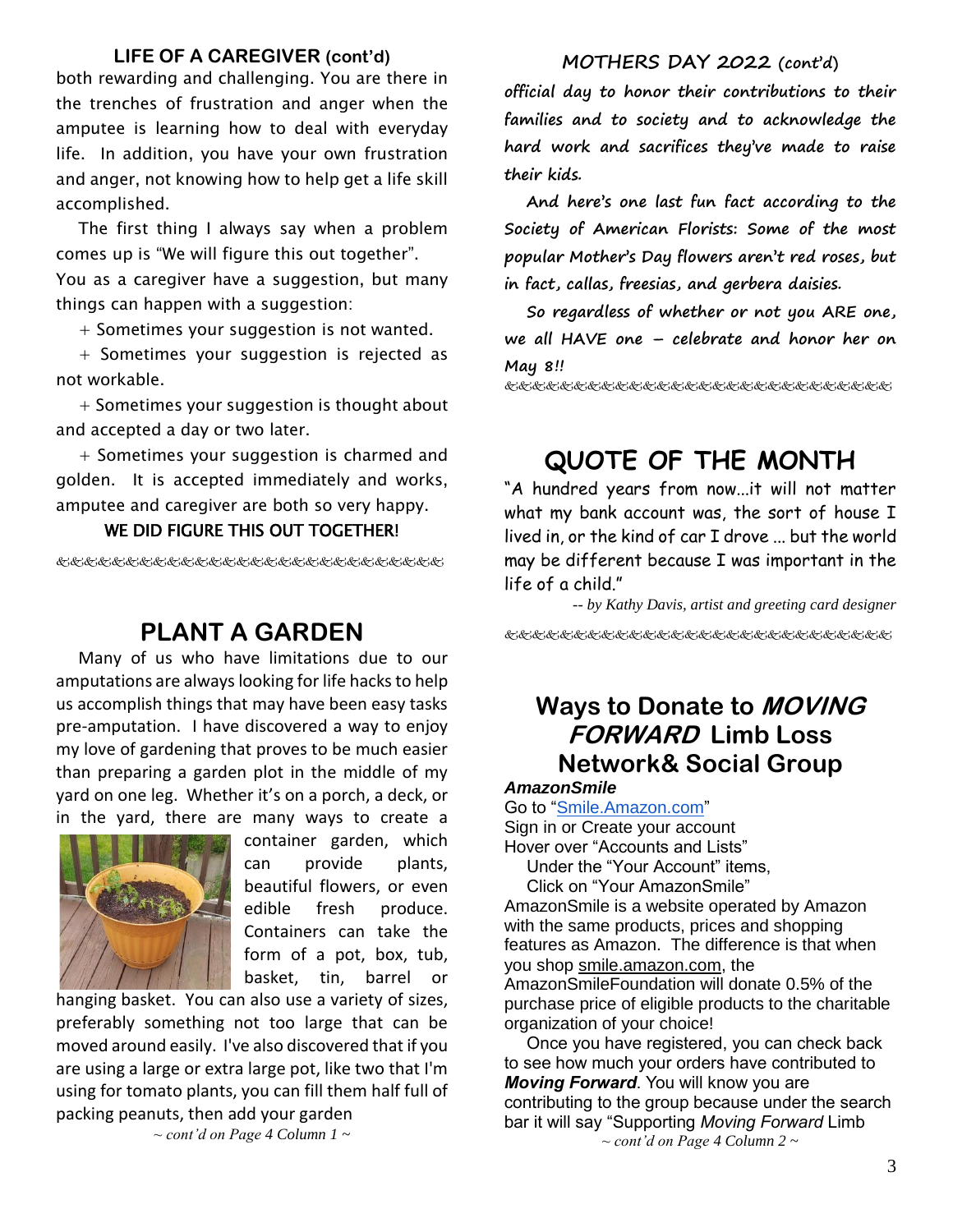## LIFE OF A CAREGIVER (cont'd)

both rewarding and challenging. You are there in the trenches of frustration and anger when the amputee is learning how to deal with everyday life. In addition, you have your own frustration and anger, not knowing how to help get a life skill accomplished.

The first thing I always say when a problem comes up is "We will figure this out together". You as a caregiver have a suggestion, but many things can happen with a suggestion:

+ Sometimes your suggestion is not wanted.

+ Sometimes your suggestion is rejected as not workable.

+ Sometimes your suggestion is thought about and accepted a day or two later.

+ Sometimes your suggestion is charmed and golden. It is accepted immediately and works, amputee and caregiver are both so very happy.

**WE DID FIGURE THIS OUT TOGETHER!**

---

# PLANT A GARDEN

Many of us who have limitations due to our amputations are always looking for life hacks to help us accomplish things that may have been easy tasks pre-amputation. I have discovered a way to enjoy my love of gardening that proves to be much easier than preparing a garden plot in the middle of my yard on one leg. Whether it's on a porch, a deck, or in the yard, there are many ways to create a container garden, which can provide plants, beautiful flowers, or even edible fresh produce. Containers can take the form of a pot, box, tub, basket, tin, barrel or hanging basket. You can also use a variety of sizes, preferably something not too large that can be moved around easily. I've also discovered that if you are using a large or extra large pot, like two that I'm using for tomato plants, you can fill them half full of packing peanuts, then add your garden

*~ cont'd on Page 4 Column 1 ~*

## MOTHERS DAY 2022 (cont'd)

***official day to honor their contributions to their families and to society and to acknowledge the hard work and sacrifices they've made to raise their kids.***

***And here's one last fun fact according to the Society of American Florists: Some of the most popular Mother's Day flowers aren't red roses, but in fact, callas, freesias, and gerbera daisies.***

***So regardless of whether or not you ARE one, we all HAVE one – celebrate and honor her on May 8!!***

---

# QUOTE OF THE MONTH

"A hundred years from now…it will not matter what my bank account was, the sort of house I lived in, or the kind of car I drove ... but the world may be different because I was important in the life of a child."

*-- by Kathy Davis, artist and greeting card designer*

---

# Ways to Donate to *MOVING FORWARD* Limb Loss Network& Social Group

***AmazonSmile***

Go to "Smile.Amazon.com"
Sign in or Create your account
Hover over "Accounts and Lists"
Under the "Your Account" items,
Click on "Your AmazonSmile"

AmazonSmile is a website operated by Amazon with the same products, prices and shopping features as Amazon. The difference is that when you shop smile.amazon.com, the AmazonSmileFoundation will donate 0.5% of the purchase price of eligible products to the charitable organization of your choice!

Once you have registered, you can check back to see how much your orders have contributed to ***Moving Forward***. You will know you are contributing to the group because under the search bar it will say "Supporting *Moving Forward* Limb

*~ cont'd on Page 4 Column 2 ~*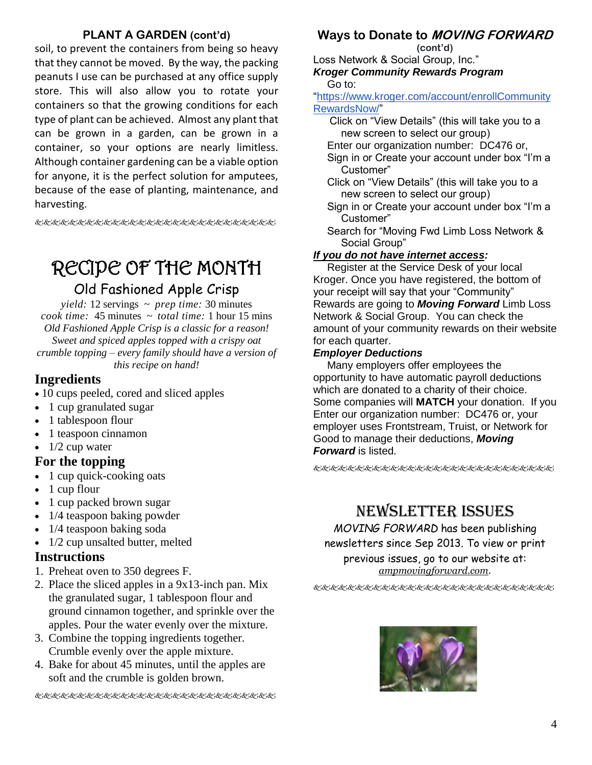## PLANT A GARDEN (cont'd)

soil, to prevent the containers from being so heavy that they cannot be moved. By the way, the packing peanuts I use can be purchased at any office supply store. This will also allow you to rotate your containers so that the growing conditions for each type of plant can be achieved. Almost any plant that can be grown in a garden, can be grown in a container, so your options are nearly limitless. Although container gardening can be a viable option for anyone, it is the perfect solution for amputees, because of the ease of planting, maintenance, and harvesting.

---

# RECIPE OF THE MONTH

## Old Fashioned Apple Crisp

*yield:* 12 servings ~ *prep time:* 30 minutes
*cook time:* 45 minutes ~ *total time:* 1 hour 15 mins

*Old Fashioned Apple Crisp is a classic for a reason! Sweet and spiced apples topped with a crispy oat crumble topping – every family should have a version of this recipe on hand!*

### Ingredients

- 10 cups peeled, cored and sliced apples
- 1 cup granulated sugar
- 1 tablespoon flour
- 1 teaspoon cinnamon
- 1/2 cup water

### For the topping

- 1 cup quick-cooking oats
- 1 cup flour
- 1 cup packed brown sugar
- 1/4 teaspoon baking powder
- 1/4 teaspoon baking soda
- 1/2 cup unsalted butter, melted

### Instructions

1. Preheat oven to 350 degrees F.
2. Place the sliced apples in a 9x13-inch pan. Mix the granulated sugar, 1 tablespoon flour and ground cinnamon together, and sprinkle over the apples. Pour the water evenly over the mixture.
3. Combine the topping ingredients together. Crumble evenly over the apple mixture.
4. Bake for about 45 minutes, until the apples are soft and the crumble is golden brown.

---

## Ways to Donate to *MOVING FORWARD*

**(cont'd)**

Loss Network & Social Group, Inc."

***Kroger Community Rewards Program***

Go to:
"https://www.kroger.com/account/enrollCommunityRewardsNow/"

Click on "View Details" (this will take you to a new screen to select our group)
Enter our organization number: DC476 or,
Sign in or Create your account under box "I'm a Customer"
Click on "View Details" (this will take you to a new screen to select our group)
Sign in or Create your account under box "I'm a Customer"
Search for "Moving Fwd Limb Loss Network & Social Group"

***If you do not have internet access:***

Register at the Service Desk of your local Kroger. Once you have registered, the bottom of your receipt will say that your "Community" Rewards are going to ***Moving Forward*** Limb Loss Network & Social Group. You can check the amount of your community rewards on their website for each quarter.

***Employer Deductions***

Many employers offer employees the opportunity to have automatic payroll deductions which are donated to a charity of their choice. Some companies will **MATCH** your donation. If you Enter our organization number: DC476 or, your employer uses Frontstream, Truist, or Network for Good to manage their deductions, ***Moving Forward*** is listed.

---

## NEWSLETTER ISSUES

*MOVING FORWARD* has been publishing newsletters since Sep 2013. To view or print previous issues, go to our website at: *ampmovingforward.com*.

---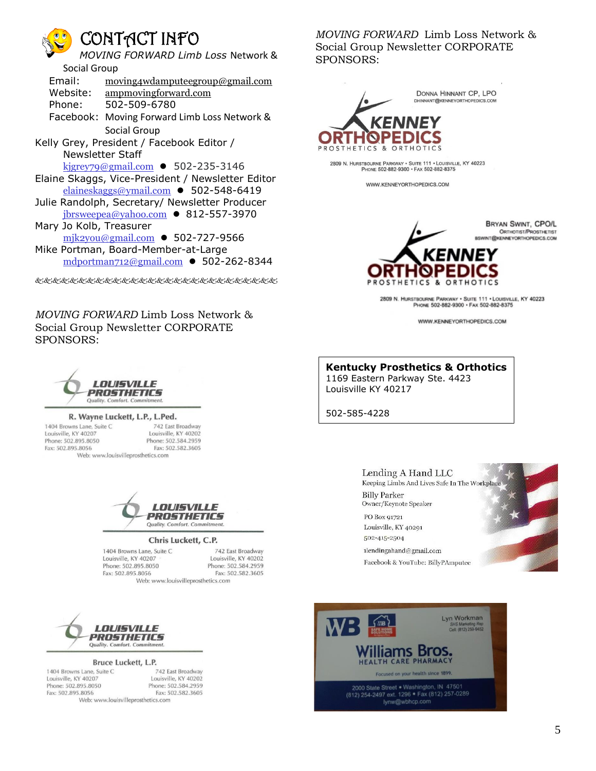# CONTACT INFO

*MOVING FORWARD Limb Loss* Network & Social Group

Email: moving4wdamputeegroup@gmail.com
Website: ampmovingforward.com
Phone: 502-509-6780
Facebook: Moving Forward Limb Loss Network & Social Group

Kelly Grey, President / Facebook Editor / Newsletter Staff
kjgrey79@gmail.com ● 502-235-3146

Elaine Skaggs, Vice-President / Newsletter Editor
elaineskaggs@ymail.com ● 502-548-6419

Julie Randolph, Secretary/ Newsletter Producer
jbrsweepea@yahoo.com ● 812-557-3970

Mary Jo Kolb, Treasurer
mjk2you@gmail.com ● 502-727-9566

Mike Portman, Board-Member-at-Large
mdportman712@gmail.com ● 502-262-8344

## *MOVING FORWARD* Limb Loss Network & Social Group Newsletter CORPORATE SPONSORS:

**LOUISVILLE PROSTHETICS**
Quality. Comfort. Commitment.

**R. Wayne Luckett, L.P., L.Ped.**

1404 Browns Lane, Suite C
Louisville, KY 40207
Phone: 502.895.8050
Fax: 502.895.8056

742 East Broadway
Louisville, KY 40202
Phone: 502.584.2959
Fax: 502.582.3605

Web: www.louisvilleprosthetics.com

**LOUISVILLE PROSTHETICS**
Quality. Comfort. Commitment.

**Chris Luckett, C.P.**

1404 Browns Lane, Suite C
Louisville, KY 40207
Phone: 502.895.8050
Fax: 502.895.8056

742 East Broadway
Louisville, KY 40202
Phone: 502.584.2959
Fax: 502.582.3605

Web: www.louisvilleprosthetics.com

**LOUISVILLE PROSTHETICS**
Quality. Comfort. Commitment.

**Bruce Luckett, L.P.**

1404 Browns Lane, Suite C
Louisville, KY 40207
Phone: 502.895.8050
Fax: 502.895.8056

742 East Broadway
Louisville, KY 40202
Phone: 502.584.2959
Fax: 502.582.3605

Web: www.louisvilleprosthetics.com

## *MOVING FORWARD* Limb Loss Network & Social Group Newsletter CORPORATE SPONSORS:

**KENNEY ORTHOPEDICS**
PROSTHETICS & ORTHOTICS

Donna Hinnant CP, LPO
DHINNANT@KENNEYORTHOPEDICS.COM

2809 N. Hurstbourne Parkway • Suite 111 • Louisville, KY 40223
Phone 502-882-9300 • Fax 502-882-8375

WWW.KENNEYORTHOPEDICS.COM

**KENNEY ORTHOPEDICS**
PROSTHETICS & ORTHOTICS

Bryan Swint, CPO/L
Orthotist/Prosthetist
BSWINT@KENNEYORTHOPEDICS.COM

2809 N. Hurstbourne Parkway • Suite 111 • Louisville, KY 40223
Phone 502-882-9300 • Fax 502-882-8375

WWW.KENNEYORTHOPEDICS.COM

**Kentucky Prosthetics & Orthotics**
1169 Eastern Parkway Ste. 4423
Louisville KY 40217

502-585-4228

Lending A Hand LLC
Keeping Limbs And Lives Safe In The Workplace
Billy Parker
Owner/Keynote Speaker
PO Box 91721
Louisville, KY 40291
502-415-2504
1lendingahand@gmail.com
Facebook & YouTube: BillyPAmputee

**WB Williams Bros.**
HEALTH CARE PHARMACY
Focused on your health since 1899.

Lyn Workman
SHS Marketing Rep
Cell: (812) 259-9452

2000 State Street • Washington, IN 47501
(812) 254-2497 ext. 1296 • Fax (812) 257-0289
lynw@wbhcp.com